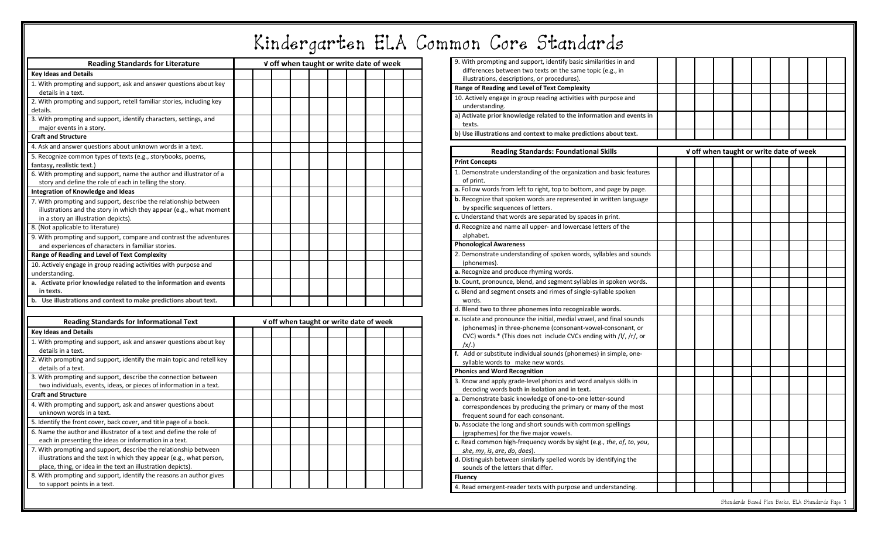# Kindergarten ELA Common Core Standards

| Reading Standards for Literature | √ off when taught or write date of week | | | | | | | | | |
|---|---|---|---|---|---|---|---|---|---|---|
| **Key Ideas and Details** | | | | | | | | | | |
| 1. With prompting and support, ask and answer questions about key details in a text. | | | | | | | | | | |
| 2. With prompting and support, retell familiar stories, including key details. | | | | | | | | | | |
| 3. With prompting and support, identify characters, settings, and major events in a story. | | | | | | | | | | |
| **Craft and Structure** | | | | | | | | | | |
| 4. Ask and answer questions about unknown words in a text. | | | | | | | | | | |
| 5. Recognize common types of texts (e.g., storybooks, poems, fantasy, realistic text.) | | | | | | | | | | |
| 6. With prompting and support, name the author and illustrator of a story and define the role of each in telling the story. | | | | | | | | | | |
| **Integration of Knowledge and Ideas** | | | | | | | | | | |
| 7. With prompting and support, describe the relationship between illustrations and the story in which they appear (e.g., what moment in a story an illustration depicts). | | | | | | | | | | |
| 8. (Not applicable to literature) | | | | | | | | | | |
| 9. With prompting and support, compare and contrast the adventures and experiences of characters in familiar stories. | | | | | | | | | | |
| **Range of Reading and Level of Text Complexity** | | | | | | | | | | |
| 10. Actively engage in group reading activities with purpose and understanding. | | | | | | | | | | |
| **a. Activate prior knowledge related to the information and events in texts.** | | | | | | | | | | |
| **b. Use illustrations and context to make predictions about text.** | | | | | | | | | | |

| Reading Standards for Informational Text | √ off when taught or write date of week | | | | | | | | | |
|---|---|---|---|---|---|---|---|---|---|---|
| **Key Ideas and Details** | | | | | | | | | | |
| 1. With prompting and support, ask and answer questions about key details in a text. | | | | | | | | | | |
| 2. With prompting and support, identify the main topic and retell key details of a text. | | | | | | | | | | |
| 3. With prompting and support, describe the connection between two individuals, events, ideas, or pieces of information in a text. | | | | | | | | | | |
| **Craft and Structure** | | | | | | | | | | |
| 4. With prompting and support, ask and answer questions about unknown words in a text. | | | | | | | | | | |
| 5. Identify the front cover, back cover, and title page of a book. | | | | | | | | | | |
| 6. Name the author and illustrator of a text and define the role of each in presenting the ideas or information in a text. | | | | | | | | | | |
| 7. With prompting and support, describe the relationship between illustrations and the text in which they appear (e.g., what person, place, thing, or idea in the text an illustration depicts). | | | | | | | | | | |
| 8. With prompting and support, identify the reasons an author gives to support points in a text. | | | | | | | | | | |
| 9. With prompting and support, identify basic similarities in and differences between two texts on the same topic (e.g., in illustrations, descriptions, or procedures). | | | | | | | | | | |
| **Range of Reading and Level of Text Complexity** | | | | | | | | | | |
| 10. Actively engage in group reading activities with purpose and understanding. | | | | | | | | | | |
| **a) Activate prior knowledge related to the information and events in texts.** | | | | | | | | | | |
| **b) Use illustrations and context to make predictions about text.** | | | | | | | | | | |

| Reading Standards: Foundational Skills | √ off when taught or write date of week | | | | | | | | | |
|---|---|---|---|---|---|---|---|---|---|---|
| **Print Concepts** | | | | | | | | | | |
| 1. Demonstrate understanding of the organization and basic features of print. | | | | | | | | | | |
| **a.** Follow words from left to right, top to bottom, and page by page. | | | | | | | | | | |
| **b.** Recognize that spoken words are represented in written language by specific sequences of letters. | | | | | | | | | | |
| **c.** Understand that words are separated by spaces in print. | | | | | | | | | | |
| **d.** Recognize and name all upper- and lowercase letters of the alphabet. | | | | | | | | | | |
| **Phonological Awareness** | | | | | | | | | | |
| 2. Demonstrate understanding of spoken words, syllables and sounds (phonemes). | | | | | | | | | | |
| **a.** Recognize and produce rhyming words. | | | | | | | | | | |
| **b**. Count, pronounce, blend, and segment syllables in spoken words. | | | | | | | | | | |
| **c.** Blend and segment onsets and rimes of single-syllable spoken words. | | | | | | | | | | |
| **d. Blend two to three phonemes into recognizable words.** | | | | | | | | | | |
| **e.** Isolate and pronounce the initial, medial vowel, and final sounds (phonemes) in three-phoneme (consonant-vowel-consonant, or CVC) words.* (This does not include CVCs ending with /l/, /r/, or /x/.) | | | | | | | | | | |
| **f.** Add or substitute individual sounds (phonemes) in simple, one-syllable words to make new words. | | | | | | | | | | |
| **Phonics and Word Recognition** | | | | | | | | | | |
| 3. Know and apply grade-level phonics and word analysis skills in decoding words **both in isolation and in text.** | | | | | | | | | | |
| **a.** Demonstrate basic knowledge of one-to-one letter-sound correspondences by producing the primary or many of the most frequent sound for each consonant. | | | | | | | | | | |
| **b.** Associate the long and short sounds with common spellings (graphemes) for the five major vowels. | | | | | | | | | | |
| **c.** Read common high-frequency words by sight (e.g., *the*, *of*, *to*, *you*, *she*, *my*, *is*, *are*, *do*, *does*). | | | | | | | | | | |
| **d.** Distinguish between similarly spelled words by identifying the sounds of the letters that differ. | | | | | | | | | | |
| **Fluency** | | | | | | | | | | |
| 4. Read emergent-reader texts with purpose and understanding. | | | | | | | | | | |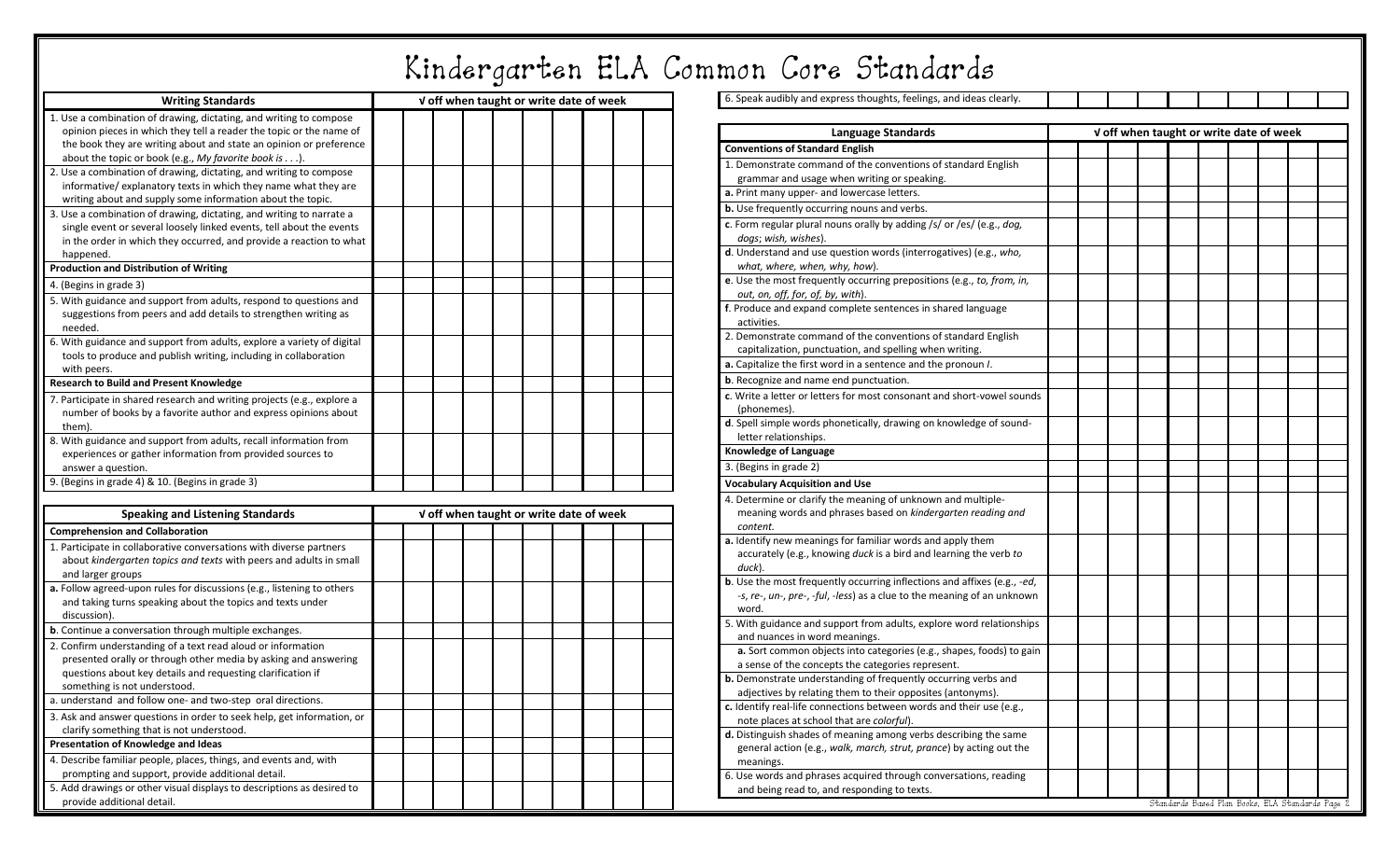# Kindergarten ELA Common Core Standards

| Writing Standards | √ off when taught or write date of week | | | | | | | | | |
|---|---|---|---|---|---|---|---|---|---|---|
| 1. Use a combination of drawing, dictating, and writing to compose opinion pieces in which they tell a reader the topic or the name of the book they are writing about and state an opinion or preference about the topic or book (e.g., *My favorite book is . . .*). | | | | | | | | | | |
| 2. Use a combination of drawing, dictating, and writing to compose informative/ explanatory texts in which they name what they are writing about and supply some information about the topic. | | | | | | | | | | |
| 3. Use a combination of drawing, dictating, and writing to narrate a single event or several loosely linked events, tell about the events in the order in which they occurred, and provide a reaction to what happened. | | | | | | | | | | |
| **Production and Distribution of Writing** | | | | | | | | | | |
| 4. (Begins in grade 3) | | | | | | | | | | |
| 5. With guidance and support from adults, respond to questions and suggestions from peers and add details to strengthen writing as needed. | | | | | | | | | | |
| 6. With guidance and support from adults, explore a variety of digital tools to produce and publish writing, including in collaboration with peers. | | | | | | | | | | |
| **Research to Build and Present Knowledge** | | | | | | | | | | |
| 7. Participate in shared research and writing projects (e.g., explore a number of books by a favorite author and express opinions about them). | | | | | | | | | | |
| 8. With guidance and support from adults, recall information from experiences or gather information from provided sources to answer a question. | | | | | | | | | | |
| 9. (Begins in grade 4) & 10. (Begins in grade 3) | | | | | | | | | | |

| Speaking and Listening Standards | √ off when taught or write date of week | | | | | | | | | |
|---|---|---|---|---|---|---|---|---|---|---|
| **Comprehension and Collaboration** | | | | | | | | | | |
| 1. Participate in collaborative conversations with diverse partners about *kindergarten topics and texts* with peers and adults in small and larger groups | | | | | | | | | | |
| **a.** Follow agreed-upon rules for discussions (e.g., listening to others and taking turns speaking about the topics and texts under discussion). | | | | | | | | | | |
| **b.** Continue a conversation through multiple exchanges. | | | | | | | | | | |
| 2. Confirm understanding of a text read aloud or information presented orally or through other media by asking and answering questions about key details and requesting clarification if something is not understood. | | | | | | | | | | |
| a. understand and follow one- and two-step oral directions. | | | | | | | | | | |
| 3. Ask and answer questions in order to seek help, get information, or clarify something that is not understood. | | | | | | | | | | |
| **Presentation of Knowledge and Ideas** | | | | | | | | | | |
| 4. Describe familiar people, places, things, and events and, with prompting and support, provide additional detail. | | | | | | | | | | |
| 5. Add drawings or other visual displays to descriptions as desired to provide additional detail. | | | | | | | | | | |
| 6. Speak audibly and express thoughts, feelings, and ideas clearly. | | | | | | | | | | |

| Language Standards | √ off when taught or write date of week | | | | | | | | | |
|---|---|---|---|---|---|---|---|---|---|---|
| **Conventions of Standard English** | | | | | | | | | | |
| 1. Demonstrate command of the conventions of standard English grammar and usage when writing or speaking. | | | | | | | | | | |
| **a.** Print many upper- and lowercase letters. | | | | | | | | | | |
| **b.** Use frequently occurring nouns and verbs. | | | | | | | | | | |
| **c**. Form regular plural nouns orally by adding /s/ or /es/ (e.g., *dog, dogs*; *wish, wishes*). | | | | | | | | | | |
| **d**. Understand and use question words (interrogatives) (e.g., *who, what, where, when, why, how*). | | | | | | | | | | |
| **e**. Use the most frequently occurring prepositions (e.g., *to, from, in, out, on, off, for, of, by, with*). | | | | | | | | | | |
| **f**. Produce and expand complete sentences in shared language activities. | | | | | | | | | | |
| 2. Demonstrate command of the conventions of standard English capitalization, punctuation, and spelling when writing. | | | | | | | | | | |
| **a.** Capitalize the first word in a sentence and the pronoun *I*. | | | | | | | | | | |
| **b**. Recognize and name end punctuation. | | | | | | | | | | |
| **c**. Write a letter or letters for most consonant and short-vowel sounds (phonemes). | | | | | | | | | | |
| **d**. Spell simple words phonetically, drawing on knowledge of sound-letter relationships. | | | | | | | | | | |
| **Knowledge of Language** | | | | | | | | | | |
| 3. (Begins in grade 2) | | | | | | | | | | |
| **Vocabulary Acquisition and Use** | | | | | | | | | | |
| 4. Determine or clarify the meaning of unknown and multiple-meaning words and phrases based on *kindergarten reading and content.* | | | | | | | | | | |
| **a.** Identify new meanings for familiar words and apply them accurately (e.g., knowing *duck* is a bird and learning the verb *to duck*). | | | | | | | | | | |
| **b**. Use the most frequently occurring inflections and affixes (e.g., *-ed, -s, re-, un-, pre-, -ful, -less*) as a clue to the meaning of an unknown word. | | | | | | | | | | |
| 5. With guidance and support from adults, explore word relationships and nuances in word meanings. | | | | | | | | | | |
| **a.** Sort common objects into categories (e.g., shapes, foods) to gain a sense of the concepts the categories represent. | | | | | | | | | | |
| **b.** Demonstrate understanding of frequently occurring verbs and adjectives by relating them to their opposites (antonyms). | | | | | | | | | | |
| **c.** Identify real-life connections between words and their use (e.g., note places at school that are *colorful*). | | | | | | | | | | |
| **d.** Distinguish shades of meaning among verbs describing the same general action (e.g., *walk, march, strut, prance*) by acting out the meanings. | | | | | | | | | | |
| 6. Use words and phrases acquired through conversations, reading and being read to, and responding to texts. | | | | | | | | | | |